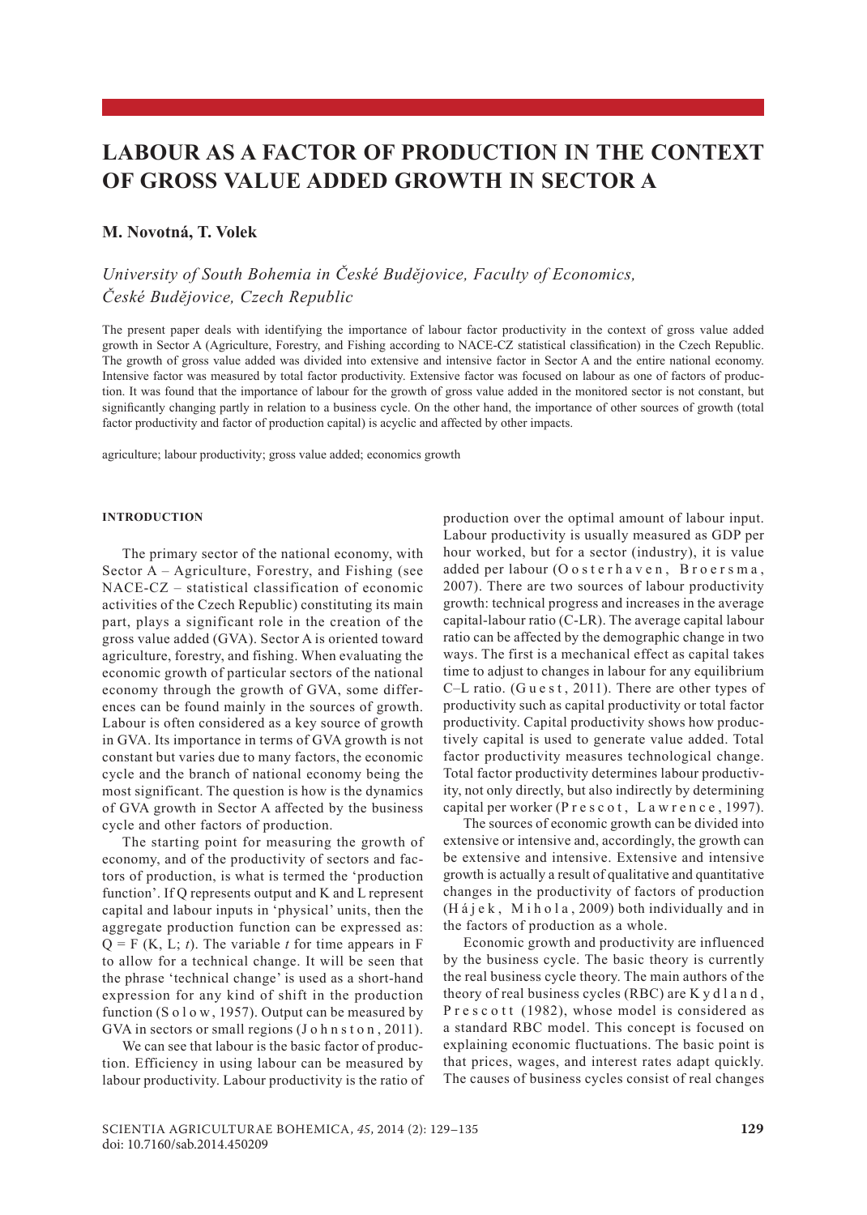# LABOUR AS A FACTOR OF PRODUCTION IN THE CONTEXT OF GROSS VALUE ADDED GROWTH IN SECTOR A

**M. Novotná, T. Volek**

*University of South Bohemia in České Budějovice, Faculty of Economics, České Budějovice, Czech Republic*

The present paper deals with identifying the importance of labour factor productivity in the context of gross value added growth in Sector A (Agriculture, Forestry, and Fishing according to NACE-CZ statistical classification) in the Czech Republic. The growth of gross value added was divided into extensive and intensive factor in Sector A and the entire national economy. Intensive factor was measured by total factor productivity. Extensive factor was focused on labour as one of factors of production. It was found that the importance of labour for the growth of gross value added in the monitored sector is not constant, but significantly changing partly in relation to a business cycle. On the other hand, the importance of other sources of growth (total factor productivity and factor of production capital) is acyclic and affected by other impacts.

agriculture; labour productivity; gross value added; economics growth

## INTRODUCTION

The primary sector of the national economy, with Sector A – Agriculture, Forestry, and Fishing (see NACE-CZ – statistical classification of economic activities of the Czech Republic) constituting its main part, plays a significant role in the creation of the gross value added (GVA). Sector A is oriented toward agriculture, forestry, and fishing. When evaluating the economic growth of particular sectors of the national economy through the growth of GVA, some differences can be found mainly in the sources of growth. Labour is often considered as a key source of growth in GVA. Its importance in terms of GVA growth is not constant but varies due to many factors, the economic cycle and the branch of national economy being the most significant. The question is how is the dynamics of GVA growth in Sector A affected by the business cycle and other factors of production.

The starting point for measuring the growth of economy, and of the productivity of sectors and factors of production, is what is termed the 'production function'. If Q represents output and K and L represent capital and labour inputs in 'physical' units, then the aggregate production function can be expressed as: $Q = F(K, L; t)$. The variable $t$ for time appears in F to allow for a technical change. It will be seen that the phrase 'technical change' is used as a short-hand expression for any kind of shift in the production function (Solow, 1957). Output can be measured by GVA in sectors or small regions (Johnston, 2011).

We can see that labour is the basic factor of production. Efficiency in using labour can be measured by labour productivity. Labour productivity is the ratio of production over the optimal amount of labour input. Labour productivity is usually measured as GDP per hour worked, but for a sector (industry), it is value added per labour (Oosterhaven, Broersma, 2007). There are two sources of labour productivity growth: technical progress and increases in the average capital-labour ratio (C-LR). The average capital labour ratio can be affected by the demographic change in two ways. The first is a mechanical effect as capital takes time to adjust to changes in labour for any equilibrium C–L ratio. (Guest, 2011). There are other types of productivity such as capital productivity or total factor productivity. Capital productivity shows how productively capital is used to generate value added. Total factor productivity measures technological change. Total factor productivity determines labour productivity, not only directly, but also indirectly by determining capital per worker (Prescot, Lawrence, 1997).

The sources of economic growth can be divided into extensive or intensive and, accordingly, the growth can be extensive and intensive. Extensive and intensive growth is actually a result of qualitative and quantitative changes in the productivity of factors of production (Hájek, Mihola, 2009) both individually and in the factors of production as a whole.

Economic growth and productivity are influenced by the business cycle. The basic theory is currently the real business cycle theory. The main authors of the theory of real business cycles (RBC) are Kydland, Prescott (1982), whose model is considered as a standard RBC model. This concept is focused on explaining economic fluctuations. The basic point is that prices, wages, and interest rates adapt quickly. The causes of business cycles consist of real changes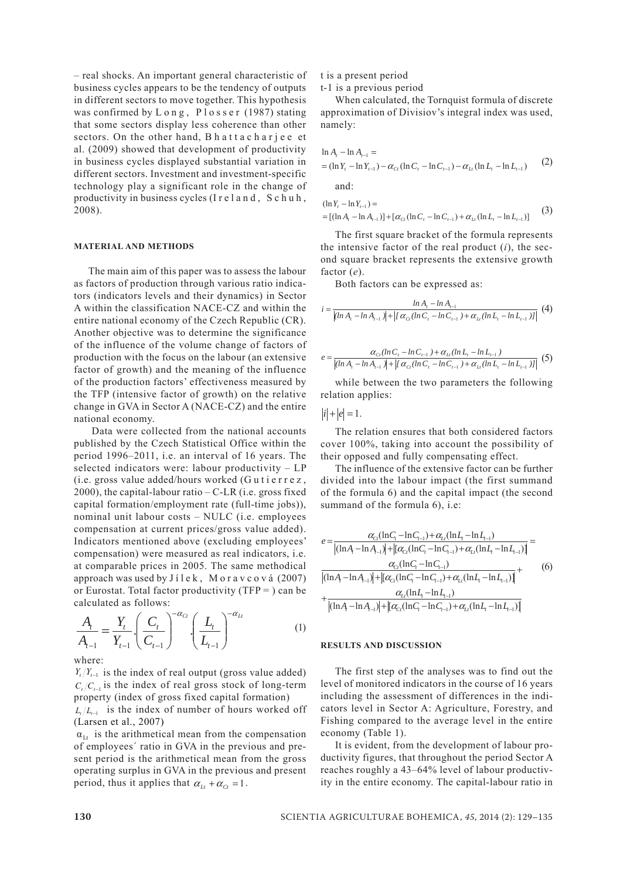– real shocks. An important general characteristic of business cycles appears to be the tendency of outputs in different sectors to move together. This hypothesis was confirmed by Long, Plosser (1987) stating that some sectors display less coherence than other sectors. On the other hand, Bhattacharjee et al. (2009) showed that development of productivity in business cycles displayed substantial variation in different sectors. Investment and investment-specific technology play a significant role in the change of productivity in business cycles (Ireland, Schuh, 2008).

## MATERIAL AND METHODS

The main aim of this paper was to assess the labour as factors of production through various ratio indicators (indicators levels and their dynamics) in Sector A within the classification NACE-CZ and within the entire national economy of the Czech Republic (CR). Another objective was to determine the significance of the influence of the volume change of factors of production with the focus on the labour (an extensive factor of growth) and the meaning of the influence of the production factors' effectiveness measured by the TFP (intensive factor of growth) on the relative change in GVA in Sector A (NACE-CZ) and the entire national economy.

Data were collected from the national accounts published by the Czech Statistical Office within the period 1996–2011, i.e. an interval of 16 years. The selected indicators were: labour productivity – LP (i.e. gross value added/hours worked (Gutierrez, 2000), the capital-labour ratio – C-LR (i.e. gross fixed capital formation/employment rate (full-time jobs)), nominal unit labour costs – NULC (i.e. employees compensation at current prices/gross value added). Indicators mentioned above (excluding employees' compensation) were measured as real indicators, i.e. at comparable prices in 2005. The same methodical approach was used by Jílek, Moravcová (2007) or Eurostat. Total factor productivity (TFP = ) can be calculated as follows:

$$\frac{A_t}{A_{t-1}} = \frac{Y_t}{Y_{t-1}} \cdot \left(\frac{C_t}{C_{t-1}}\right)^{-\alpha_{Ct}} \cdot \left(\frac{L_t}{L_{t-1}}\right)^{-\alpha_{Lt}} \quad (1)$$

where:

$Y_t/Y_{t-1}$ is the index of real output (gross value added)

$C_t/C_{t-1}$ is the index of real gross stock of long-term property (index of gross fixed capital formation)

$L_t/L_{t-1}$ is the index of number of hours worked off (Larsen et al., 2007)

$\alpha_{Lt}$ is the arithmetical mean from the compensation of employees´ ratio in GVA in the previous and present period is the arithmetical mean from the gross operating surplus in GVA in the previous and present period, thus it applies that $\alpha_{Lt} + \alpha_{Ct} = 1$.

t is a present period

t-1 is a previous period

When calculated, the Tornquist formula of discrete approximation of Divisiov's integral index was used, namely:

$$\ln A_t - \ln A_{t-1} = \\ = (\ln Y_t - \ln Y_{t-1}) - \alpha_{Ct}(\ln C_t - \ln C_{t-1}) - \alpha_{Lt}(\ln L_t - \ln L_{t-1}) \quad (2)$$

and:

$$(\ln Y_t - \ln Y_{t-1}) = \\ = [(\ln A_t - \ln A_{t-1})] + [\alpha_{Ct}(\ln C_t - \ln C_{t-1}) + \alpha_{Lt}(\ln L_t - \ln L_{t-1})] \quad (3)$$

The first square bracket of the formula represents the intensive factor of the real product ($i$), the second square bracket represents the extensive growth factor ($e$).

Both factors can be expressed as:

$$i = \frac{\ln A_t - \ln A_{t-1}}{|\ln A_t - \ln A_{t-1}| + |[\alpha_{Ct}(\ln C_t - \ln C_{t-1}) + \alpha_{Lt}(\ln L_t - \ln L_{t-1})]|} \quad (4)$$

$$e = \frac{\alpha_{Ct}(\ln C_t - \ln C_{t-1}) + \alpha_{Lt}(\ln L_t - \ln L_{t-1})}{|\ln A_t - \ln A_{t-1}| + |[\alpha_{Ct}(\ln C_t - \ln C_{t-1}) + \alpha_{Lt}(\ln L_t - \ln L_{t-1})]|} \quad (5)$$

while between the two parameters the following relation applies:

$|i| + |e| = 1.$

The relation ensures that both considered factors cover 100%, taking into account the possibility of their opposed and fully compensating effect.

The influence of the extensive factor can be further divided into the labour impact (the first summand of the formula 6) and the capital impact (the second summand of the formula 6), i.e:

$$e = \frac{\alpha_{Ct}(\ln C_t - \ln C_{t-1}) + \alpha_{Lt}(\ln L_t - \ln L_{t-1})}{|(\ln A_t - \ln A_{t-1})| + |[\alpha_{Ct}(\ln C_t - \ln C_{t-1}) + \alpha_{Lt}(\ln L_t - \ln L_{t-1})]|} = \\ \frac{\alpha_{Ct}(\ln C_t - \ln C_{t-1})}{|(\ln A_t - \ln A_{t-1})| + |[\alpha_{Ct}(\ln C_t - \ln C_{t-1}) + \alpha_{Lt}(\ln L_t - \ln L_{t-1})]|} + \\ + \frac{\alpha_{Lt}(\ln L_t - \ln L_{t-1})}{|(\ln A_t - \ln A_{t-1})| + |[\alpha_{Ct}(\ln C_t - \ln C_{t-1}) + \alpha_{Lt}(\ln L_t - \ln L_{t-1})]|} \quad (6)$$

## RESULTS AND DISCUSSION

The first step of the analyses was to find out the level of monitored indicators in the course of 16 years including the assessment of differences in the indicators level in Sector A: Agriculture, Forestry, and Fishing compared to the average level in the entire economy (Table 1).

It is evident, from the development of labour productivity figures, that throughout the period Sector A reaches roughly a 43–64% level of labour productivity in the entire economy. The capital-labour ratio in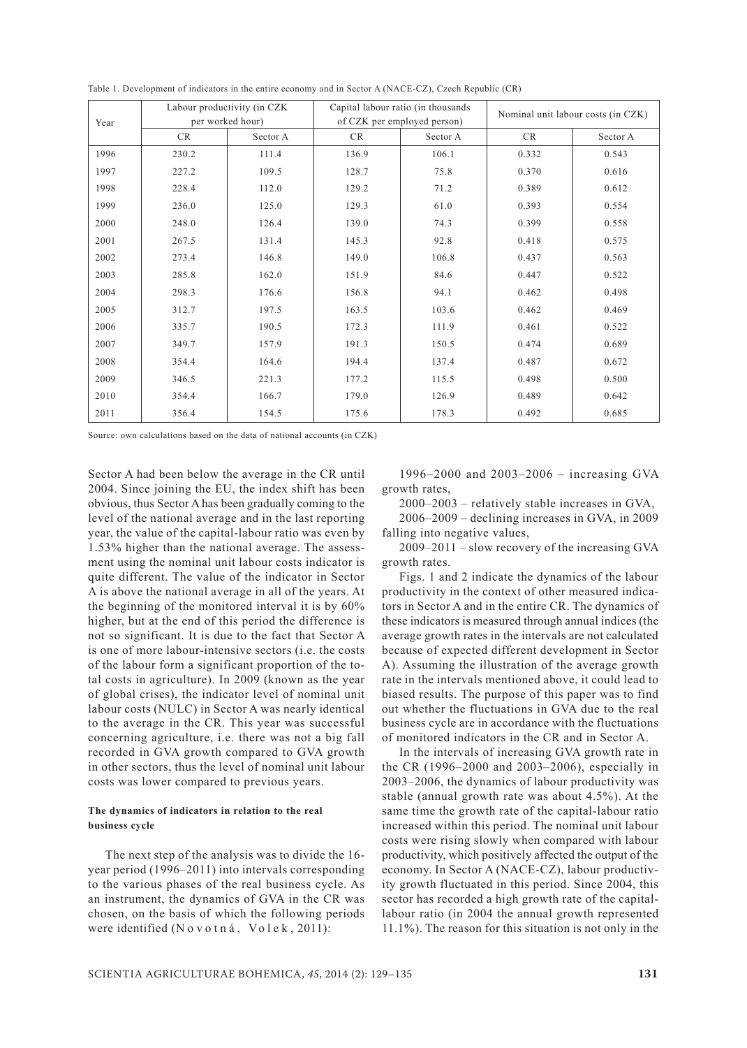Table 1. Development of indicators in the entire economy and in Sector A (NACE-CZ), Czech Republic (CR)

| Year | Labour productivity (in CZK per worked hour) | | Capital labour ratio (in thousands of CZK per employed person) | | Nominal unit labour costs (in CZK) | |
|---|---|---|---|---|---|---|
| | CR | Sector A | CR | Sector A | CR | Sector A |
| 1996 | 230.2 | 111.4 | 136.9 | 106.1 | 0.332 | 0.543 |
| 1997 | 227.2 | 109.5 | 128.7 | 75.8 | 0.370 | 0.616 |
| 1998 | 228.4 | 112.0 | 129.2 | 71.2 | 0.389 | 0.612 |
| 1999 | 236.0 | 125.0 | 129.3 | 61.0 | 0.393 | 0.554 |
| 2000 | 248.0 | 126.4 | 139.0 | 74.3 | 0.399 | 0.558 |
| 2001 | 267.5 | 131.4 | 145.3 | 92.8 | 0.418 | 0.575 |
| 2002 | 273.4 | 146.8 | 149.0 | 106.8 | 0.437 | 0.563 |
| 2003 | 285.8 | 162.0 | 151.9 | 84.6 | 0.447 | 0.522 |
| 2004 | 298.3 | 176.6 | 156.8 | 94.1 | 0.462 | 0.498 |
| 2005 | 312.7 | 197.5 | 163.5 | 103.6 | 0.462 | 0.469 |
| 2006 | 335.7 | 190.5 | 172.3 | 111.9 | 0.461 | 0.522 |
| 2007 | 349.7 | 157.9 | 191.3 | 150.5 | 0.474 | 0.689 |
| 2008 | 354.4 | 164.6 | 194.4 | 137.4 | 0.487 | 0.672 |
| 2009 | 346.5 | 221.3 | 177.2 | 115.5 | 0.498 | 0.500 |
| 2010 | 354.4 | 166.7 | 179.0 | 126.9 | 0.489 | 0.642 |
| 2011 | 356.4 | 154.5 | 175.6 | 178.3 | 0.492 | 0.685 |

Source: own calculations based on the data of national accounts (in CZK)

Sector A had been below the average in the CR until 2004. Since joining the EU, the index shift has been obvious, thus Sector A has been gradually coming to the level of the national average and in the last reporting year, the value of the capital-labour ratio was even by 1.53% higher than the national average. The assessment using the nominal unit labour costs indicator is quite different. The value of the indicator in Sector A is above the national average in all of the years. At the beginning of the monitored interval it is by 60% higher, but at the end of this period the difference is not so significant. It is due to the fact that Sector A is one of more labour-intensive sectors (i.e. the costs of the labour form a significant proportion of the total costs in agriculture). In 2009 (known as the year of global crises), the indicator level of nominal unit labour costs (NULC) in Sector A was nearly identical to the average in the CR. This year was successful concerning agriculture, i.e. there was not a big fall recorded in GVA growth compared to GVA growth in other sectors, thus the level of nominal unit labour costs was lower compared to previous years.

**The dynamics of indicators in relation to the real business cycle**

The next step of the analysis was to divide the 16-year period (1996–2011) into intervals corresponding to the various phases of the real business cycle. As an instrument, the dynamics of GVA in the CR was chosen, on the basis of which the following periods were identified (Novotná, Volek, 2011):

1996–2000 and 2003–2006 – increasing GVA growth rates,

2000–2003 – relatively stable increases in GVA,

2006–2009 – declining increases in GVA, in 2009 falling into negative values,

2009–2011 – slow recovery of the increasing GVA growth rates.

Figs. 1 and 2 indicate the dynamics of the labour productivity in the context of other measured indicators in Sector A and in the entire CR. The dynamics of these indicators is measured through annual indices (the average growth rates in the intervals are not calculated because of expected different development in Sector A). Assuming the illustration of the average growth rate in the intervals mentioned above, it could lead to biased results. The purpose of this paper was to find out whether the fluctuations in GVA due to the real business cycle are in accordance with the fluctuations of monitored indicators in the CR and in Sector A.

In the intervals of increasing GVA growth rate in the CR (1996–2000 and 2003–2006), especially in 2003–2006, the dynamics of labour productivity was stable (annual growth rate was about 4.5%). At the same time the growth rate of the capital-labour ratio increased within this period. The nominal unit labour costs were rising slowly when compared with labour productivity, which positively affected the output of the economy. In Sector A (NACE-CZ), labour productivity growth fluctuated in this period. Since 2004, this sector has recorded a high growth rate of the capital-labour ratio (in 2004 the annual growth represented 11.1%). The reason for this situation is not only in the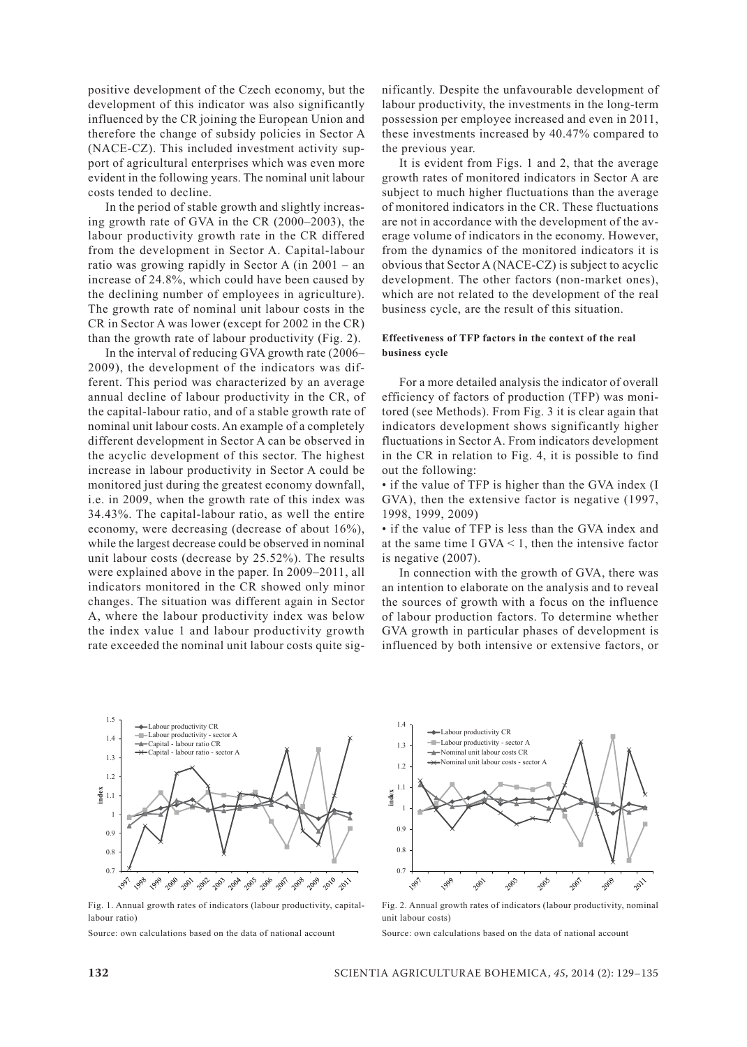positive development of the Czech economy, but the development of this indicator was also significantly influenced by the CR joining the European Union and therefore the change of subsidy policies in Sector A (NACE-CZ). This included investment activity support of agricultural enterprises which was even more evident in the following years. The nominal unit labour costs tended to decline.

In the period of stable growth and slightly increasing growth rate of GVA in the CR (2000–2003), the labour productivity growth rate in the CR differed from the development in Sector A. Capital-labour ratio was growing rapidly in Sector A (in 2001 – an increase of 24.8%, which could have been caused by the declining number of employees in agriculture). The growth rate of nominal unit labour costs in the CR in Sector A was lower (except for 2002 in the CR) than the growth rate of labour productivity (Fig. 2).

In the interval of reducing GVA growth rate (2006–2009), the development of the indicators was different. This period was characterized by an average annual decline of labour productivity in the CR, of the capital-labour ratio, and of a stable growth rate of nominal unit labour costs. An example of a completely different development in Sector A can be observed in the acyclic development of this sector. The highest increase in labour productivity in Sector A could be monitored just during the greatest economy downfall, i.e. in 2009, when the growth rate of this index was 34.43%. The capital-labour ratio, as well the entire economy, were decreasing (decrease of about 16%), while the largest decrease could be observed in nominal unit labour costs (decrease by 25.52%). The results were explained above in the paper. In 2009–2011, all indicators monitored in the CR showed only minor changes. The situation was different again in Sector A, where the labour productivity index was below the index value 1 and labour productivity growth rate exceeded the nominal unit labour costs quite significantly. Despite the unfavourable development of labour productivity, the investments in the long-term possession per employee increased and even in 2011, these investments increased by 40.47% compared to the previous year.

It is evident from Figs. 1 and 2, that the average growth rates of monitored indicators in Sector A are subject to much higher fluctuations than the average of monitored indicators in the CR. These fluctuations are not in accordance with the development of the average volume of indicators in the economy. However, from the dynamics of the monitored indicators it is obvious that Sector A (NACE-CZ) is subject to acyclic development. The other factors (non-market ones), which are not related to the development of the real business cycle, are the result of this situation.

#### Effectiveness of TFP factors in the context of the real business cycle

For a more detailed analysis the indicator of overall efficiency of factors of production (TFP) was monitored (see Methods). From Fig. 3 it is clear again that indicators development shows significantly higher fluctuations in Sector A. From indicators development in the CR in relation to Fig. 4, it is possible to find out the following:

- if the value of TFP is higher than the GVA index (I GVA), then the extensive factor is negative (1997, 1998, 1999, 2009)
- if the value of TFP is less than the GVA index and at the same time I GVA < 1, then the intensive factor is negative (2007).

In connection with the growth of GVA, there was an intention to elaborate on the analysis and to reveal the sources of growth with a focus on the influence of labour production factors. To determine whether GVA growth in particular phases of development is influenced by both intensive or extensive factors, or

Fig. 1. Annual growth rates of indicators (labour productivity, capital-labour ratio)

Source: own calculations based on the data of national account

Fig. 2. Annual growth rates of indicators (labour productivity, nominal unit labour costs)

Source: own calculations based on the data of national account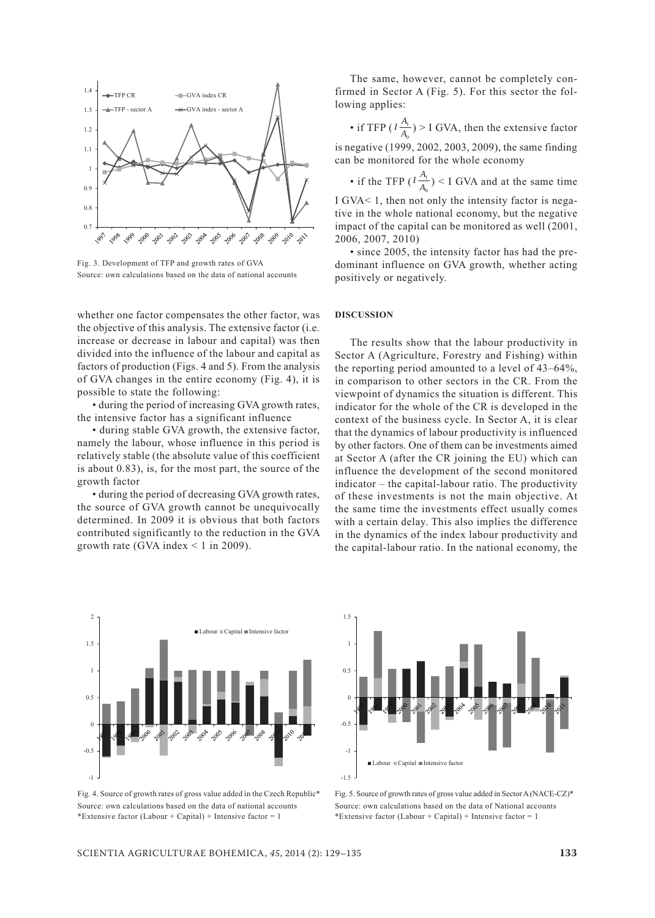Fig. 3. Development of TFP and growth rates of GVA
Source: own calculations based on the data of national accounts

whether one factor compensates the other factor, was the objective of this analysis. The extensive factor (i.e. increase or decrease in labour and capital) was then divided into the influence of the labour and capital as factors of production (Figs. 4 and 5). From the analysis of GVA changes in the entire economy (Fig. 4), it is possible to state the following:

• during the period of increasing GVA growth rates, the intensive factor has a significant influence

• during stable GVA growth, the extensive factor, namely the labour, whose influence in this period is relatively stable (the absolute value of this coefficient is about 0.83), is, for the most part, the source of the growth factor

• during the period of decreasing GVA growth rates, the source of GVA growth cannot be unequivocally determined. In 2009 it is obvious that both factors contributed significantly to the reduction in the GVA growth rate (GVA index < 1 in 2009).

The same, however, cannot be completely confirmed in Sector A (Fig. 5). For this sector the following applies:

• if TFP ($I\frac{A_1}{A_0}$) > I GVA, then the extensive factor is negative (1999, 2002, 2003, 2009), the same finding can be monitored for the whole economy

• if the TFP ($I\frac{A_1}{A_0}$) < I GVA and at the same time I GVA< 1, then not only the intensity factor is negative in the whole national economy, but the negative impact of the capital can be monitored as well (2001, 2006, 2007, 2010)

• since 2005, the intensity factor has had the predominant influence on GVA growth, whether acting positively or negatively.

## DISCUSSION

The results show that the labour productivity in Sector A (Agriculture, Forestry and Fishing) within the reporting period amounted to a level of 43–64%, in comparison to other sectors in the CR. From the viewpoint of dynamics the situation is different. This indicator for the whole of the CR is developed in the context of the business cycle. In Sector A, it is clear that the dynamics of labour productivity is influenced by other factors. One of them can be investments aimed at Sector A (after the CR joining the EU) which can influence the development of the second monitored indicator – the capital-labour ratio. The productivity of these investments is not the main objective. At the same time the investments effect usually comes with a certain delay. This also implies the difference in the dynamics of the index labour productivity and the capital-labour ratio. In the national economy, the

Fig. 4. Source of growth rates of gross value added in the Czech Republic*
Source: own calculations based on the data of national accounts
*Extensive factor (Labour + Capital) + Intensive factor = 1

Fig. 5. Source of growth rates of gross value added in Sector A (NACE-CZ)*
Source: own calculations based on the data of National accounts
*Extensive factor (Labour + Capital) + Intensive factor = 1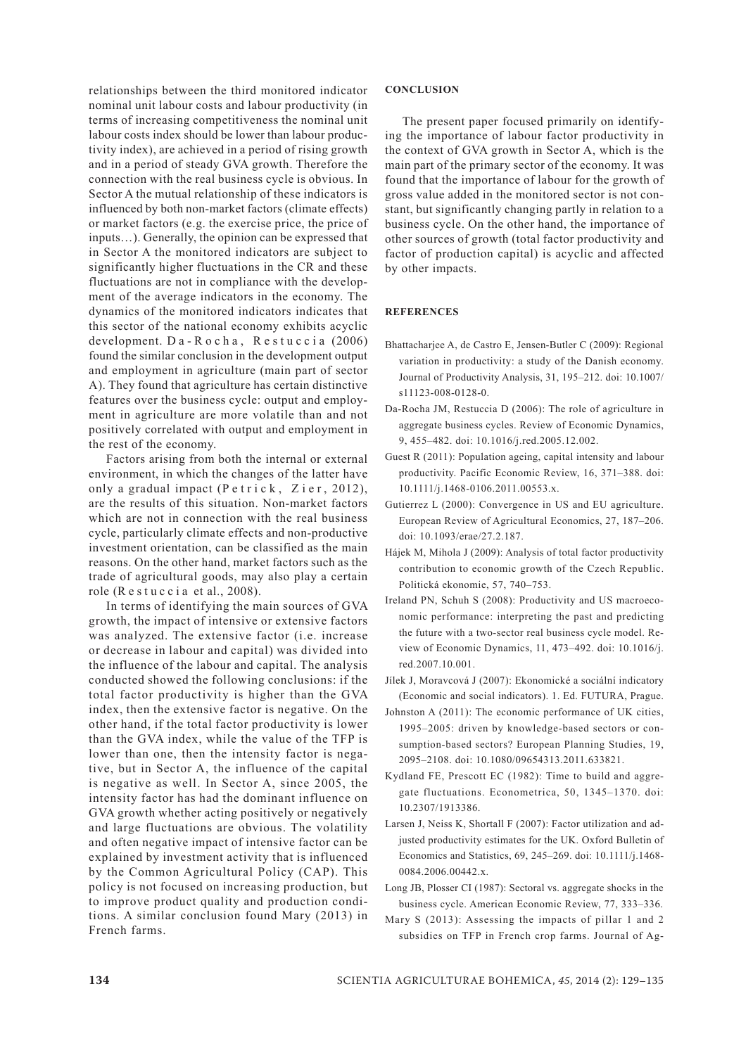relationships between the third monitored indicator nominal unit labour costs and labour productivity (in terms of increasing competitiveness the nominal unit labour costs index should be lower than labour productivity index), are achieved in a period of rising growth and in a period of steady GVA growth. Therefore the connection with the real business cycle is obvious. In Sector A the mutual relationship of these indicators is influenced by both non-market factors (climate effects) or market factors (e.g. the exercise price, the price of inputs…). Generally, the opinion can be expressed that in Sector A the monitored indicators are subject to significantly higher fluctuations in the CR and these fluctuations are not in compliance with the development of the average indicators in the economy. The dynamics of the monitored indicators indicates that this sector of the national economy exhibits acyclic development. Da-Rocha, Restuccia (2006) found the similar conclusion in the development output and employment in agriculture (main part of sector A). They found that agriculture has certain distinctive features over the business cycle: output and employment in agriculture are more volatile than and not positively correlated with output and employment in the rest of the economy.

Factors arising from both the internal or external environment, in which the changes of the latter have only a gradual impact (Petrick, Zier, 2012), are the results of this situation. Non-market factors which are not in connection with the real business cycle, particularly climate effects and non-productive investment orientation, can be classified as the main reasons. On the other hand, market factors such as the trade of agricultural goods, may also play a certain role (Restuccia et al., 2008).

In terms of identifying the main sources of GVA growth, the impact of intensive or extensive factors was analyzed. The extensive factor (i.e. increase or decrease in labour and capital) was divided into the influence of the labour and capital. The analysis conducted showed the following conclusions: if the total factor productivity is higher than the GVA index, then the extensive factor is negative. On the other hand, if the total factor productivity is lower than the GVA index, while the value of the TFP is lower than one, then the intensity factor is negative, but in Sector A, the influence of the capital is negative as well. In Sector A, since 2005, the intensity factor has had the dominant influence on GVA growth whether acting positively or negatively and large fluctuations are obvious. The volatility and often negative impact of intensive factor can be explained by investment activity that is influenced by the Common Agricultural Policy (CAP). This policy is not focused on increasing production, but to improve product quality and production conditions. A similar conclusion found Mary (2013) in French farms.

## CONCLUSION

The present paper focused primarily on identifying the importance of labour factor productivity in the context of GVA growth in Sector A, which is the main part of the primary sector of the economy. It was found that the importance of labour for the growth of gross value added in the monitored sector is not constant, but significantly changing partly in relation to a business cycle. On the other hand, the importance of other sources of growth (total factor productivity and factor of production capital) is acyclic and affected by other impacts.

## REFERENCES

Bhattacharjee A, de Castro E, Jensen-Butler C (2009): Regional variation in productivity: a study of the Danish economy. Journal of Productivity Analysis, 31, 195–212. doi: 10.1007/s11123-008-0128-0.

Da-Rocha JM, Restuccia D (2006): The role of agriculture in aggregate business cycles. Review of Economic Dynamics, 9, 455–482. doi: 10.1016/j.red.2005.12.002.

Guest R (2011): Population ageing, capital intensity and labour productivity. Pacific Economic Review, 16, 371–388. doi: 10.1111/j.1468-0106.2011.00553.x.

Gutierrez L (2000): Convergence in US and EU agriculture. European Review of Agricultural Economics, 27, 187–206. doi: 10.1093/erae/27.2.187.

Hájek M, Mihola J (2009): Analysis of total factor productivity contribution to economic growth of the Czech Republic. Politická ekonomie, 57, 740–753.

Ireland PN, Schuh S (2008): Productivity and US macroeconomic performance: interpreting the past and predicting the future with a two-sector real business cycle model. Review of Economic Dynamics, 11, 473–492. doi: 10.1016/j.red.2007.10.001.

Jílek J, Moravcová J (2007): Ekonomické a sociální indicatory (Economic and social indicators). 1. Ed. FUTURA, Prague.

Johnston A (2011): The economic performance of UK cities, 1995–2005: driven by knowledge-based sectors or consumption-based sectors? European Planning Studies, 19, 2095–2108. doi: 10.1080/09654313.2011.633821.

Kydland FE, Prescott EC (1982): Time to build and aggregate fluctuations. Econometrica, 50, 1345–1370. doi: 10.2307/1913386.

Larsen J, Neiss K, Shortall F (2007): Factor utilization and adjusted productivity estimates for the UK. Oxford Bulletin of Economics and Statistics, 69, 245–269. doi: 10.1111/j.1468-0084.2006.00442.x.

Long JB, Plosser CI (1987): Sectoral vs. aggregate shocks in the business cycle. American Economic Review, 77, 333–336.

Mary S (2013): Assessing the impacts of pillar 1 and 2 subsidies on TFP in French crop farms. Journal of Ag-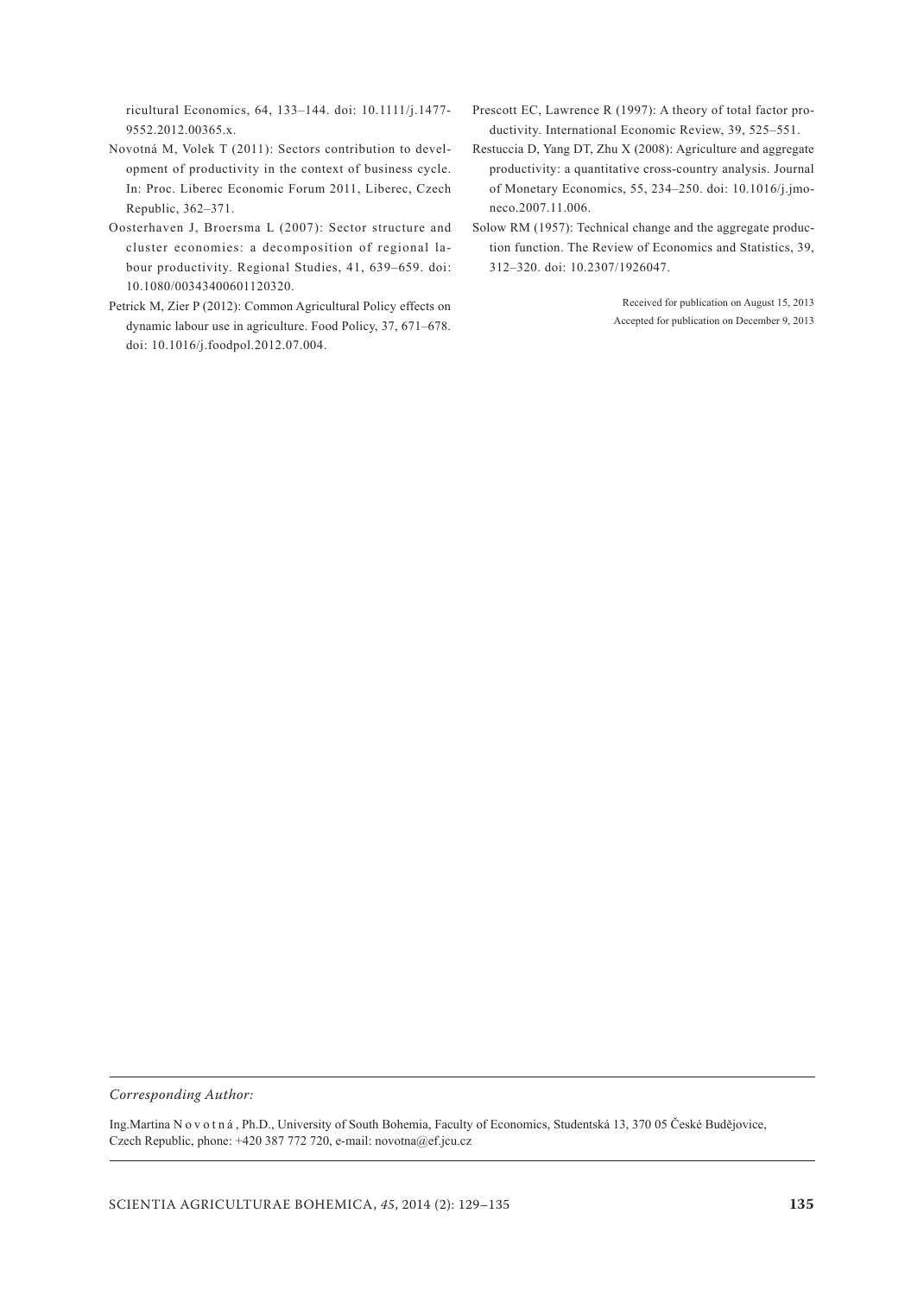ricultural Economics, 64, 133–144. doi: 10.1111/j.1477-9552.2012.00365.x.

Novotná M, Volek T (2011): Sectors contribution to development of productivity in the context of business cycle. In: Proc. Liberec Economic Forum 2011, Liberec, Czech Republic, 362–371.

Oosterhaven J, Broersma L (2007): Sector structure and cluster economies: a decomposition of regional labour productivity. Regional Studies, 41, 639–659. doi: 10.1080/00343400601120320.

Petrick M, Zier P (2012): Common Agricultural Policy effects on dynamic labour use in agriculture. Food Policy, 37, 671–678. doi: 10.1016/j.foodpol.2012.07.004.

Prescott EC, Lawrence R (1997): A theory of total factor productivity. International Economic Review, 39, 525–551.

Restuccia D, Yang DT, Zhu X (2008): Agriculture and aggregate productivity: a quantitative cross-country analysis. Journal of Monetary Economics, 55, 234–250. doi: 10.1016/j.jmoneco.2007.11.006.

Solow RM (1957): Technical change and the aggregate production function. The Review of Economics and Statistics, 39, 312–320. doi: 10.2307/1926047.

Received for publication on August 15, 2013
Accepted for publication on December 9, 2013

*Corresponding Author:*

Ing.Martina N o v o t n á , Ph.D., University of South Bohemia, Faculty of Economics, Studentská 13, 370 05 České Budějovice, Czech Republic, phone: +420 387 772 720, e-mail: novotna@ef.jcu.cz